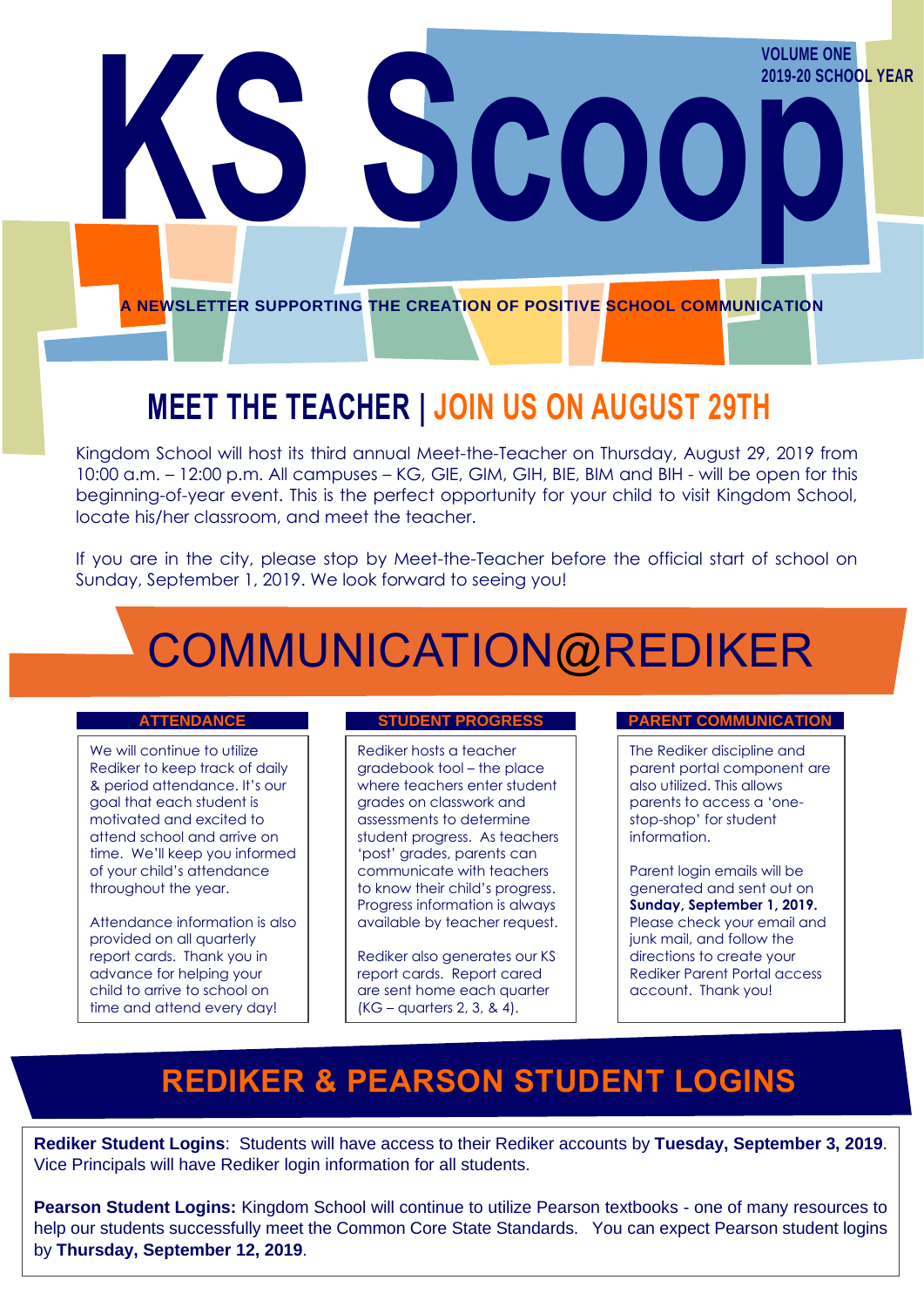# KS Scoop

**VOLUME ONE**
**2019-20 SCHOOL YEAR**

**A NEWSLETTER SUPPORTING THE CREATION OF POSITIVE SCHOOL COMMUNICATION**

## MEET THE TEACHER | JOIN US ON AUGUST 29TH

Kingdom School will host its third annual Meet-the-Teacher on Thursday, August 29, 2019 from 10:00 a.m. – 12:00 p.m. All campuses – KG, GIE, GIM, GIH, BIE, BIM and BIH - will be open for this beginning-of-year event. This is the perfect opportunity for your child to visit Kingdom School, locate his/her classroom, and meet the teacher.

If you are in the city, please stop by Meet-the-Teacher before the official start of school on Sunday, September 1, 2019. We look forward to seeing you!

## COMMUNICATION@REDIKER

### ATTENDANCE

We will continue to utilize Rediker to keep track of daily & period attendance. It's our goal that each student is motivated and excited to attend school and arrive on time. We'll keep you informed of your child's attendance throughout the year.

Attendance information is also provided on all quarterly report cards. Thank you in advance for helping your child to arrive to school on time and attend every day!

### STUDENT PROGRESS

Rediker hosts a teacher gradebook tool – the place where teachers enter student grades on classwork and assessments to determine student progress. As teachers 'post' grades, parents can communicate with teachers to know their child's progress. Progress information is always available by teacher request.

Rediker also generates our KS report cards. Report cared are sent home each quarter (KG – quarters 2, 3, & 4).

### PARENT COMMUNICATION

The Rediker discipline and parent portal component are also utilized. This allows parents to access a 'one-stop-shop' for student information.

Parent login emails will be generated and sent out on **Sunday, September 1, 2019.** Please check your email and junk mail, and follow the directions to create your Rediker Parent Portal access account. Thank you!

## REDIKER & PEARSON STUDENT LOGINS

**Rediker Student Logins**: Students will have access to their Rediker accounts by **Tuesday, September 3, 2019**. Vice Principals will have Rediker login information for all students.

**Pearson Student Logins:** Kingdom School will continue to utilize Pearson textbooks - one of many resources to help our students successfully meet the Common Core State Standards. You can expect Pearson student logins by **Thursday, September 12, 2019**.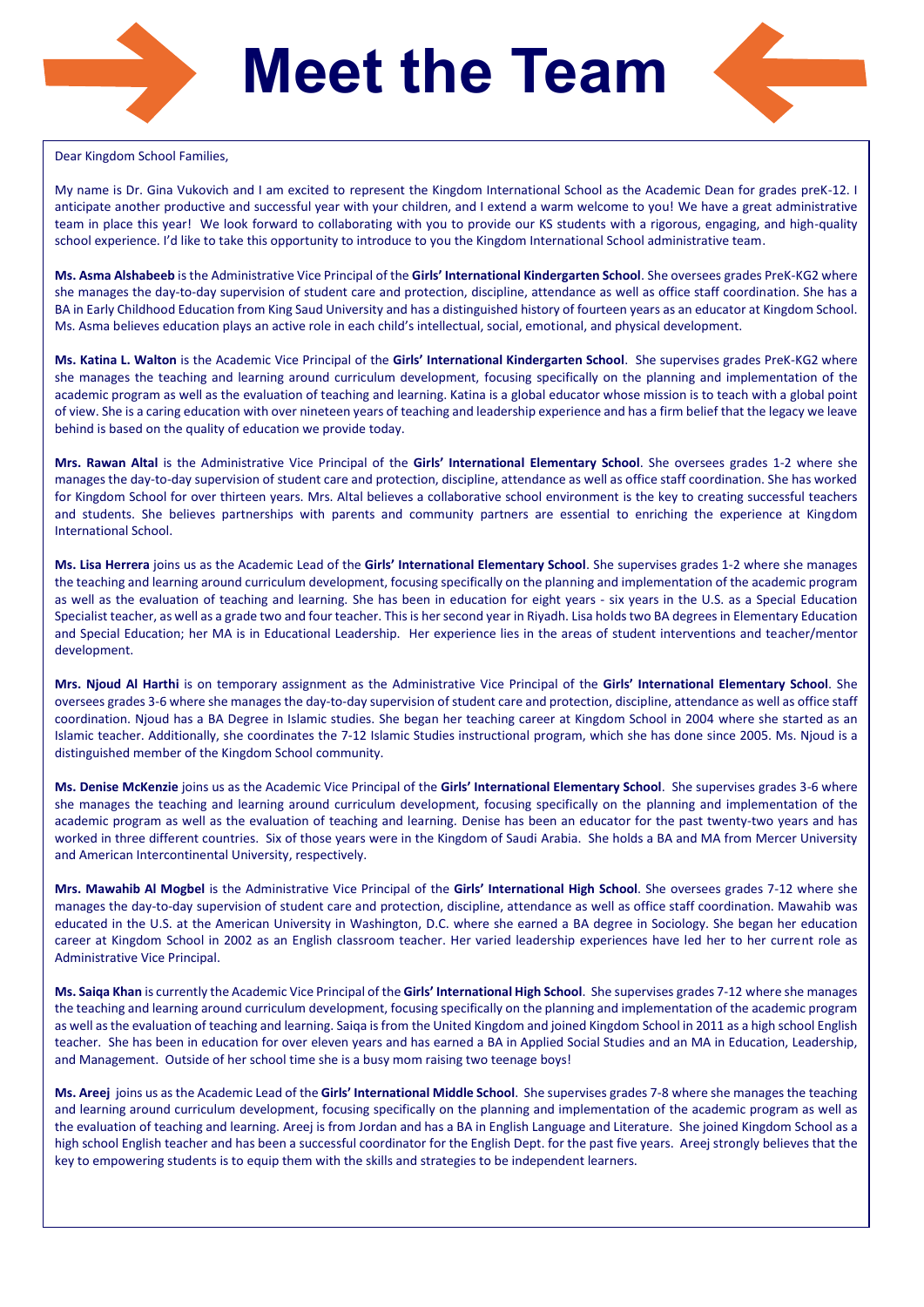# Meet the Team

Dear Kingdom School Families,

My name is Dr. Gina Vukovich and I am excited to represent the Kingdom International School as the Academic Dean for grades preK-12. I anticipate another productive and successful year with your children, and I extend a warm welcome to you! We have a great administrative team in place this year! We look forward to collaborating with you to provide our KS students with a rigorous, engaging, and high-quality school experience. I'd like to take this opportunity to introduce to you the Kingdom International School administrative team.

**Ms. Asma Alshabeeb** is the Administrative Vice Principal of the **Girls' International Kindergarten School**. She oversees grades PreK-KG2 where she manages the day-to-day supervision of student care and protection, discipline, attendance as well as office staff coordination. She has a BA in Early Childhood Education from King Saud University and has a distinguished history of fourteen years as an educator at Kingdom School. Ms. Asma believes education plays an active role in each child's intellectual, social, emotional, and physical development.

**Ms. Katina L. Walton** is the Academic Vice Principal of the **Girls' International Kindergarten School**. She supervises grades PreK-KG2 where she manages the teaching and learning around curriculum development, focusing specifically on the planning and implementation of the academic program as well as the evaluation of teaching and learning. Katina is a global educator whose mission is to teach with a global point of view. She is a caring education with over nineteen years of teaching and leadership experience and has a firm belief that the legacy we leave behind is based on the quality of education we provide today.

**Mrs. Rawan Altal** is the Administrative Vice Principal of the **Girls' International Elementary School**. She oversees grades 1-2 where she manages the day-to-day supervision of student care and protection, discipline, attendance as well as office staff coordination. She has worked for Kingdom School for over thirteen years. Mrs. Altal believes a collaborative school environment is the key to creating successful teachers and students. She believes partnerships with parents and community partners are essential to enriching the experience at Kingdom International School.

**Ms. Lisa Herrera** joins us as the Academic Lead of the **Girls' International Elementary School**. She supervises grades 1-2 where she manages the teaching and learning around curriculum development, focusing specifically on the planning and implementation of the academic program as well as the evaluation of teaching and learning. She has been in education for eight years - six years in the U.S. as a Special Education Specialist teacher, as well as a grade two and four teacher. This is her second year in Riyadh. Lisa holds two BA degrees in Elementary Education and Special Education; her MA is in Educational Leadership. Her experience lies in the areas of student interventions and teacher/mentor development.

**Mrs. Njoud Al Harthi** is on temporary assignment as the Administrative Vice Principal of the **Girls' International Elementary School**. She oversees grades 3-6 where she manages the day-to-day supervision of student care and protection, discipline, attendance as well as office staff coordination. Njoud has a BA Degree in Islamic studies. She began her teaching career at Kingdom School in 2004 where she started as an Islamic teacher. Additionally, she coordinates the 7-12 Islamic Studies instructional program, which she has done since 2005. Ms. Njoud is a distinguished member of the Kingdom School community.

**Ms. Denise McKenzie** joins us as the Academic Vice Principal of the **Girls' International Elementary School**. She supervises grades 3-6 where she manages the teaching and learning around curriculum development, focusing specifically on the planning and implementation of the academic program as well as the evaluation of teaching and learning. Denise has been an educator for the past twenty-two years and has worked in three different countries. Six of those years were in the Kingdom of Saudi Arabia. She holds a BA and MA from Mercer University and American Intercontinental University, respectively.

**Mrs. Mawahib Al Mogbel** is the Administrative Vice Principal of the **Girls' International High School**. She oversees grades 7-12 where she manages the day-to-day supervision of student care and protection, discipline, attendance as well as office staff coordination. Mawahib was educated in the U.S. at the American University in Washington, D.C. where she earned a BA degree in Sociology. She began her education career at Kingdom School in 2002 as an English classroom teacher. Her varied leadership experiences have led her to her current role as Administrative Vice Principal.

**Ms. Saiqa Khan** is currently the Academic Vice Principal of the **Girls' International High School**. She supervises grades 7-12 where she manages the teaching and learning around curriculum development, focusing specifically on the planning and implementation of the academic program as well as the evaluation of teaching and learning. Saiqa is from the United Kingdom and joined Kingdom School in 2011 as a high school English teacher. She has been in education for over eleven years and has earned a BA in Applied Social Studies and an MA in Education, Leadership, and Management. Outside of her school time she is a busy mom raising two teenage boys!

**Ms. Areej** joins us as the Academic Lead of the **Girls' International Middle School**. She supervises grades 7-8 where she manages the teaching and learning around curriculum development, focusing specifically on the planning and implementation of the academic program as well as the evaluation of teaching and learning. Areej is from Jordan and has a BA in English Language and Literature. She joined Kingdom School as a high school English teacher and has been a successful coordinator for the English Dept. for the past five years. Areej strongly believes that the key to empowering students is to equip them with the skills and strategies to be independent learners.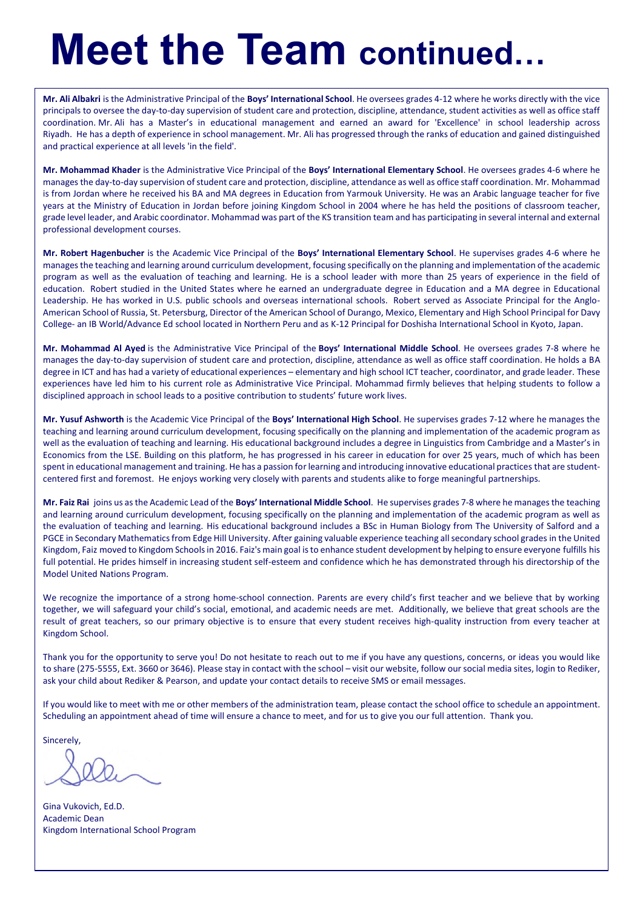# Meet the Team continued…

**Mr. Ali Albakri** is the Administrative Principal of the **Boys' International School**. He oversees grades 4-12 where he works directly with the vice principals to oversee the day-to-day supervision of student care and protection, discipline, attendance, student activities as well as office staff coordination. Mr. Ali has a Master's in educational management and earned an award for 'Excellence' in school leadership across Riyadh. He has a depth of experience in school management. Mr. Ali has progressed through the ranks of education and gained distinguished and practical experience at all levels 'in the field'.

**Mr. Mohammad Khader** is the Administrative Vice Principal of the **Boys' International Elementary School**. He oversees grades 4-6 where he manages the day-to-day supervision of student care and protection, discipline, attendance as well as office staff coordination. Mr. Mohammad is from Jordan where he received his BA and MA degrees in Education from Yarmouk University. He was an Arabic language teacher for five years at the Ministry of Education in Jordan before joining Kingdom School in 2004 where he has held the positions of classroom teacher, grade level leader, and Arabic coordinator. Mohammad was part of the KS transition team and has participating in several internal and external professional development courses.

**Mr. Robert Hagenbucher** is the Academic Vice Principal of the **Boys' International Elementary School**. He supervises grades 4-6 where he manages the teaching and learning around curriculum development, focusing specifically on the planning and implementation of the academic program as well as the evaluation of teaching and learning. He is a school leader with more than 25 years of experience in the field of education. Robert studied in the United States where he earned an undergraduate degree in Education and a MA degree in Educational Leadership. He has worked in U.S. public schools and overseas international schools. Robert served as Associate Principal for the Anglo-American School of Russia, St. Petersburg, Director of the American School of Durango, Mexico, Elementary and High School Principal for Davy College- an IB World/Advance Ed school located in Northern Peru and as K-12 Principal for Doshisha International School in Kyoto, Japan.

**Mr. Mohammad Al Ayed** is the Administrative Vice Principal of the **Boys' International Middle School**. He oversees grades 7-8 where he manages the day-to-day supervision of student care and protection, discipline, attendance as well as office staff coordination. He holds a BA degree in ICT and has had a variety of educational experiences – elementary and high school ICT teacher, coordinator, and grade leader. These experiences have led him to his current role as Administrative Vice Principal. Mohammad firmly believes that helping students to follow a disciplined approach in school leads to a positive contribution to students' future work lives.

**Mr. Yusuf Ashworth** is the Academic Vice Principal of the **Boys' International High School**. He supervises grades 7-12 where he manages the teaching and learning around curriculum development, focusing specifically on the planning and implementation of the academic program as well as the evaluation of teaching and learning. His educational background includes a degree in Linguistics from Cambridge and a Master's in Economics from the LSE. Building on this platform, he has progressed in his career in education for over 25 years, much of which has been spent in educational management and training. He has a passion for learning and introducing innovative educational practices that are student-centered first and foremost. He enjoys working very closely with parents and students alike to forge meaningful partnerships.

**Mr. Faiz Rai** joins us as the Academic Lead of the **Boys' International Middle School**. He supervises grades 7-8 where he manages the teaching and learning around curriculum development, focusing specifically on the planning and implementation of the academic program as well as the evaluation of teaching and learning. His educational background includes a BSc in Human Biology from The University of Salford and a PGCE in Secondary Mathematics from Edge Hill University. After gaining valuable experience teaching all secondary school grades in the United Kingdom, Faiz moved to Kingdom Schools in 2016. Faiz's main goal is to enhance student development by helping to ensure everyone fulfills his full potential. He prides himself in increasing student self-esteem and confidence which he has demonstrated through his directorship of the Model United Nations Program.

We recognize the importance of a strong home-school connection. Parents are every child's first teacher and we believe that by working together, we will safeguard your child's social, emotional, and academic needs are met. Additionally, we believe that great schools are the result of great teachers, so our primary objective is to ensure that every student receives high-quality instruction from every teacher at Kingdom School.

Thank you for the opportunity to serve you! Do not hesitate to reach out to me if you have any questions, concerns, or ideas you would like to share (275-5555, Ext. 3660 or 3646). Please stay in contact with the school – visit our website, follow our social media sites, login to Rediker, ask your child about Rediker & Pearson, and update your contact details to receive SMS or email messages.

If you would like to meet with me or other members of the administration team, please contact the school office to schedule an appointment. Scheduling an appointment ahead of time will ensure a chance to meet, and for us to give you our full attention. Thank you.

Sincerely,

Gina Vukovich, Ed.D.
Academic Dean
Kingdom International School Program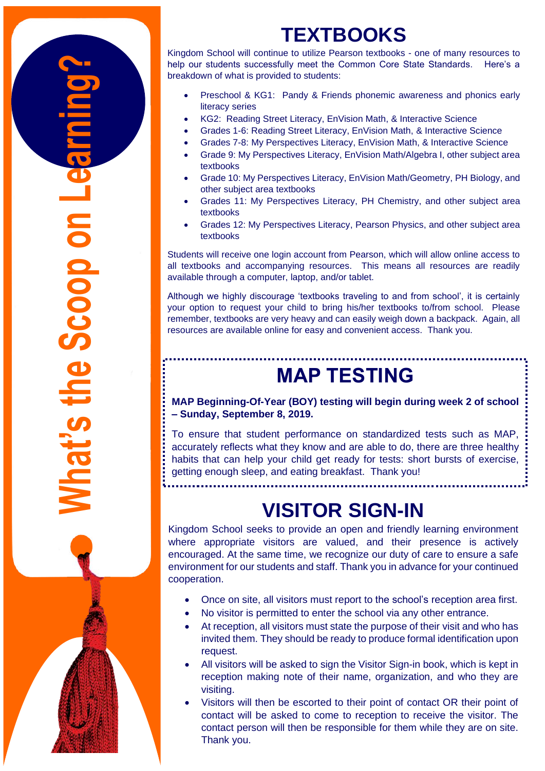What's the Scoop on Learning?

# TEXTBOOKS

Kingdom School will continue to utilize Pearson textbooks - one of many resources to help our students successfully meet the Common Core State Standards. Here's a breakdown of what is provided to students:

- Preschool & KG1: Pandy & Friends phonemic awareness and phonics early literacy series
- KG2: Reading Street Literacy, EnVision Math, & Interactive Science
- Grades 1-6: Reading Street Literacy, EnVision Math, & Interactive Science
- Grades 7-8: My Perspectives Literacy, EnVision Math, & Interactive Science
- Grade 9: My Perspectives Literacy, EnVision Math/Algebra I, other subject area textbooks
- Grade 10: My Perspectives Literacy, EnVision Math/Geometry, PH Biology, and other subject area textbooks
- Grades 11: My Perspectives Literacy, PH Chemistry, and other subject area textbooks
- Grades 12: My Perspectives Literacy, Pearson Physics, and other subject area textbooks

Students will receive one login account from Pearson, which will allow online access to all textbooks and accompanying resources. This means all resources are readily available through a computer, laptop, and/or tablet.

Although we highly discourage 'textbooks traveling to and from school', it is certainly your option to request your child to bring his/her textbooks to/from school. Please remember, textbooks are very heavy and can easily weigh down a backpack. Again, all resources are available online for easy and convenient access. Thank you.

# MAP TESTING

**MAP Beginning-Of-Year (BOY) testing will begin during week 2 of school – Sunday, September 8, 2019.**

To ensure that student performance on standardized tests such as MAP, accurately reflects what they know and are able to do, there are three healthy habits that can help your child get ready for tests: short bursts of exercise, getting enough sleep, and eating breakfast. Thank you!

# VISITOR SIGN-IN

Kingdom School seeks to provide an open and friendly learning environment where appropriate visitors are valued, and their presence is actively encouraged. At the same time, we recognize our duty of care to ensure a safe environment for our students and staff. Thank you in advance for your continued cooperation.

- Once on site, all visitors must report to the school's reception area first.
- No visitor is permitted to enter the school via any other entrance.
- At reception, all visitors must state the purpose of their visit and who has invited them. They should be ready to produce formal identification upon request.
- All visitors will be asked to sign the Visitor Sign-in book, which is kept in reception making note of their name, organization, and who they are visiting.
- Visitors will then be escorted to their point of contact OR their point of contact will be asked to come to reception to receive the visitor. The contact person will then be responsible for them while they are on site. Thank you.